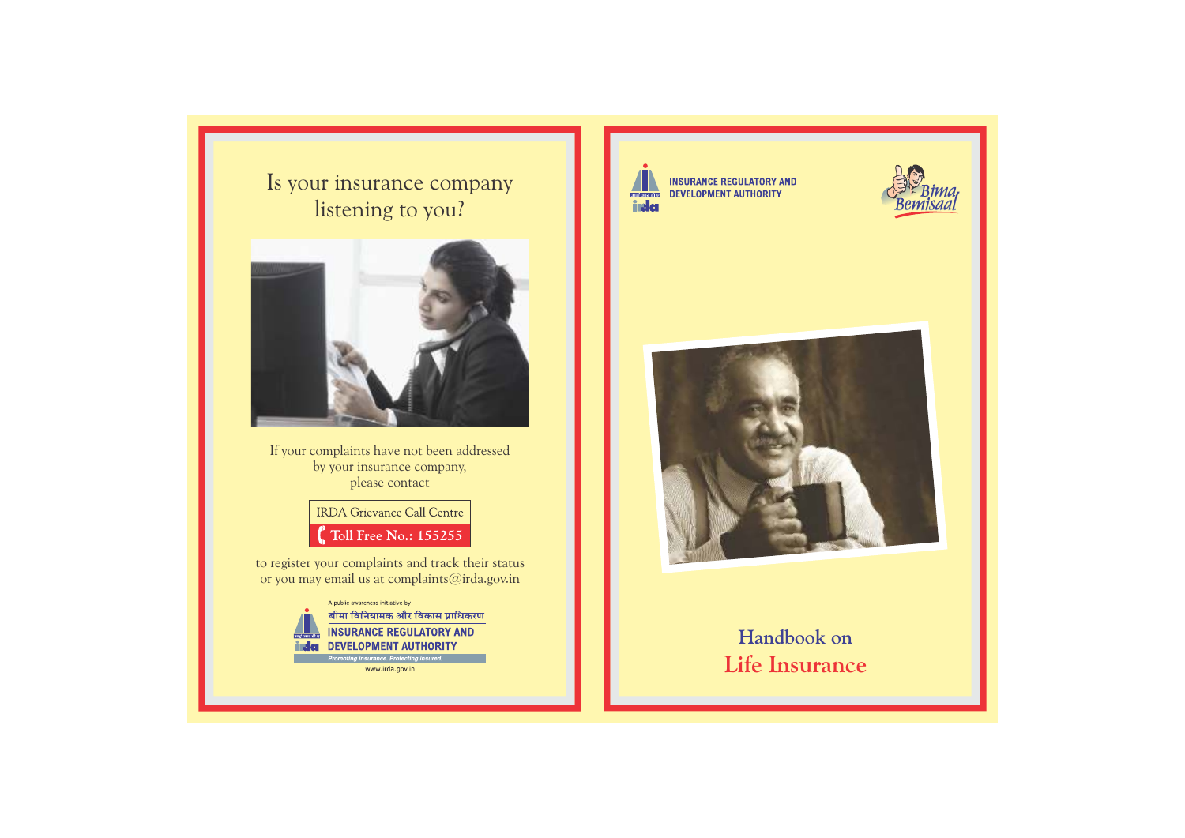# Is your insurance company listening to you?

If your complaints have not been addressed by your insurance company, please contact

**IRDA Grievance Call Centre**

**Toll Free No.: 155255**

to register your complaints and track their status or you may email us at complaints@irda.gov.in

A public awareness initiative by

बीमा विनियामक और विकास प्राधिकरण

INSURANCE REGULATORY AND DEVELOPMENT AUTHORITY

*Promoting insurance. Protecting insured.*

www.irda.gov.in

---

INSURANCE REGULATORY AND DEVELOPMENT AUTHORITY

Bima Bemisaal

# Handbook on Life Insurance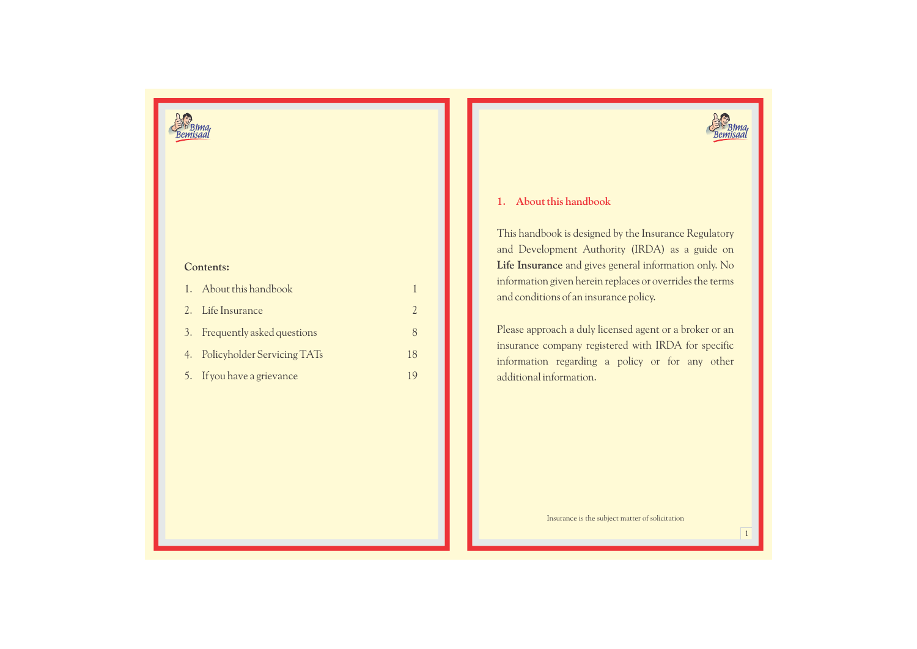**Contents:**

| | | |
|---|---|---|
| 1. | About this handbook | 1 |
| 2. | Life Insurance | 2 |
| 3. | Frequently asked questions | 8 |
| 4. | Policyholder Servicing TATs | 18 |
| 5. | If you have a grievance | 19 |

## 1. About this handbook

This handbook is designed by the Insurance Regulatory and Development Authority (IRDA) as a guide on **Life Insurance** and gives general information only. No information given herein replaces or overrides the terms and conditions of an insurance policy.

Please approach a duly licensed agent or a broker or an insurance company registered with IRDA for specific information regarding a policy or for any other additional information.

Insurance is the subject matter of solicitation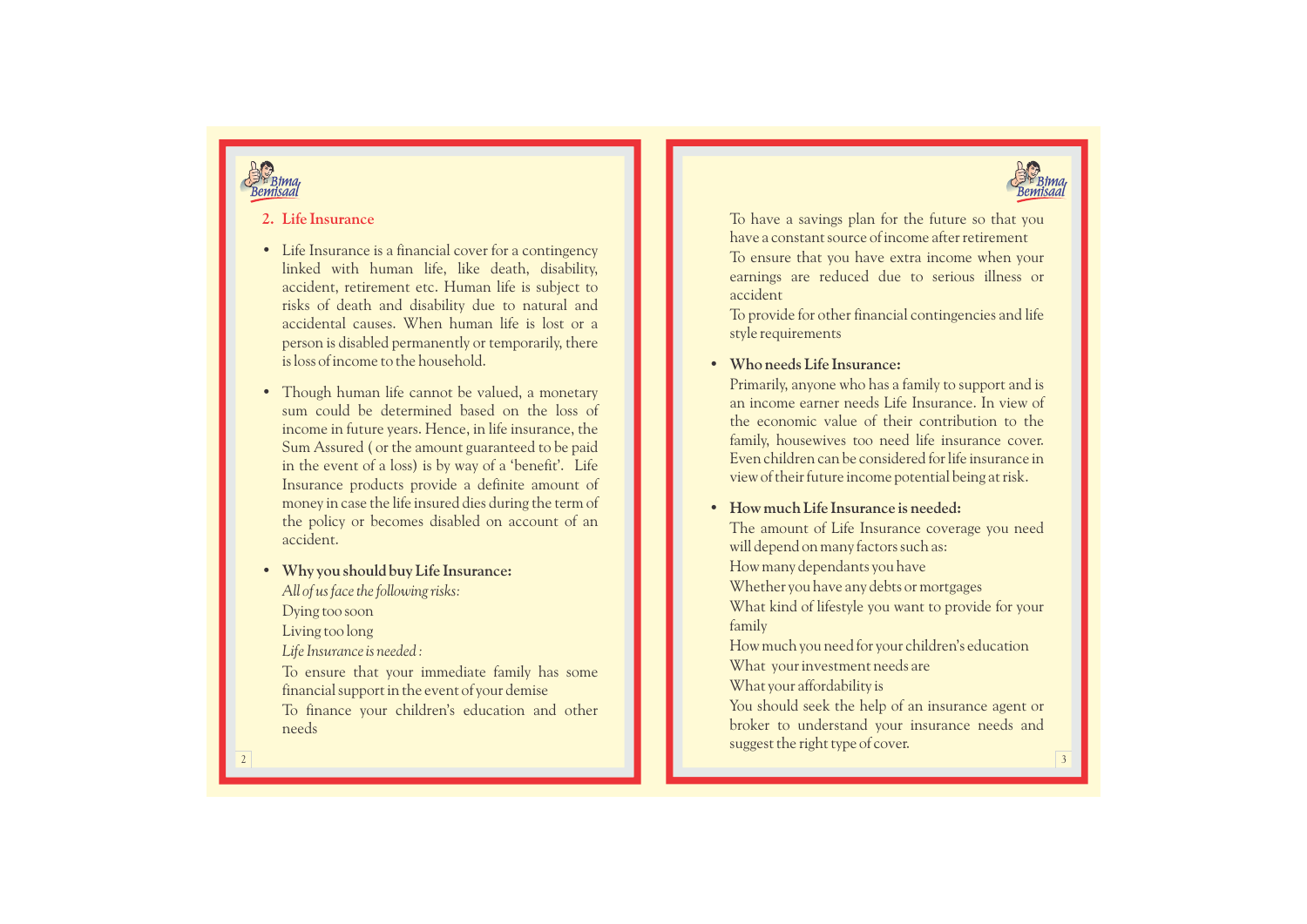## 2. Life Insurance

- Life Insurance is a financial cover for a contingency linked with human life, like death, disability, accident, retirement etc. Human life is subject to risks of death and disability due to natural and accidental causes. When human life is lost or a person is disabled permanently or temporarily, there is loss of income to the household.

- Though human life cannot be valued, a monetary sum could be determined based on the loss of income in future years. Hence, in life insurance, the Sum Assured ( or the amount guaranteed to be paid in the event of a loss) is by way of a 'benefit'. Life Insurance products provide a definite amount of money in case the life insured dies during the term of the policy or becomes disabled on account of an accident.

- **Why you should buy Life Insurance:**

  *All of us face the following risks:*

  Dying too soon

  Living too long

  *Life Insurance is needed :*

  To ensure that your immediate family has some financial support in the event of your demise

  To finance your children's education and other needs

  To have a savings plan for the future so that you have a constant source of income after retirement

  To ensure that you have extra income when your earnings are reduced due to serious illness or accident

  To provide for other financial contingencies and life style requirements

- **Who needs Life Insurance:**

  Primarily, anyone who has a family to support and is an income earner needs Life Insurance. In view of the economic value of their contribution to the family, housewives too need life insurance cover. Even children can be considered for life insurance in view of their future income potential being at risk.

- **How much Life Insurance is needed:**

  The amount of Life Insurance coverage you need will depend on many factors such as:

  How many dependants you have

  Whether you have any debts or mortgages

  What kind of lifestyle you want to provide for your family

  How much you need for your children's education

  What your investment needs are

  What your affordability is

  You should seek the help of an insurance agent or broker to understand your insurance needs and suggest the right type of cover.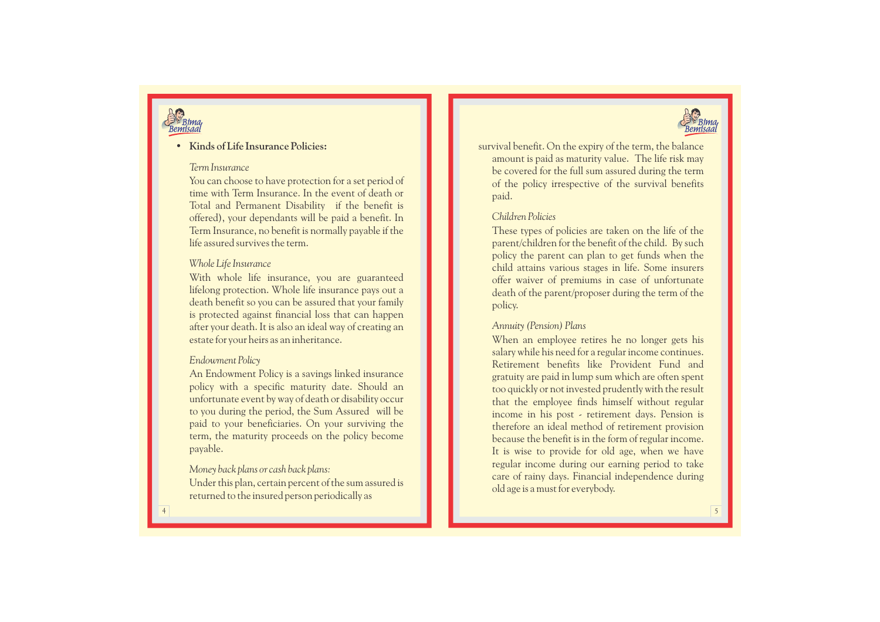- **Kinds of Life Insurance Policies:**

*Term Insurance*

You can choose to have protection for a set period of time with Term Insurance. In the event of death or Total and Permanent Disability  if the benefit is offered), your dependants will be paid a benefit. In Term Insurance, no benefit is normally payable if the life assured survives the term.

*Whole Life Insurance*

With whole life insurance, you are guaranteed lifelong protection. Whole life insurance pays out a death benefit so you can be assured that your family is protected against financial loss that can happen after your death. It is also an ideal way of creating an estate for your heirs as an inheritance.

*Endowment Policy*

An Endowment Policy is a savings linked insurance policy with a specific maturity date. Should an unfortunate event by way of death or disability occur to you during the period, the Sum Assured will be paid to your beneficiaries. On your surviving the term, the maturity proceeds on the policy become payable.

*Money back plans or cash back plans:*

Under this plan, certain percent of the sum assured is returned to the insured person periodically as survival benefit. On the expiry of the term, the balance amount is paid as maturity value. The life risk may be covered for the full sum assured during the term of the policy irrespective of the survival benefits paid.

*Children Policies*

These types of policies are taken on the life of the parent/children for the benefit of the child. By such policy the parent can plan to get funds when the child attains various stages in life. Some insurers offer waiver of premiums in case of unfortunate death of the parent/proposer during the term of the policy.

*Annuity (Pension) Plans*

When an employee retires he no longer gets his salary while his need for a regular income continues. Retirement benefits like Provident Fund and gratuity are paid in lump sum which are often spent too quickly or not invested prudently with the result that the employee finds himself without regular income in his post - retirement days. Pension is therefore an ideal method of retirement provision because the benefit is in the form of regular income. It is wise to provide for old age, when we have regular income during our earning period to take care of rainy days. Financial independence during old age is a must for everybody.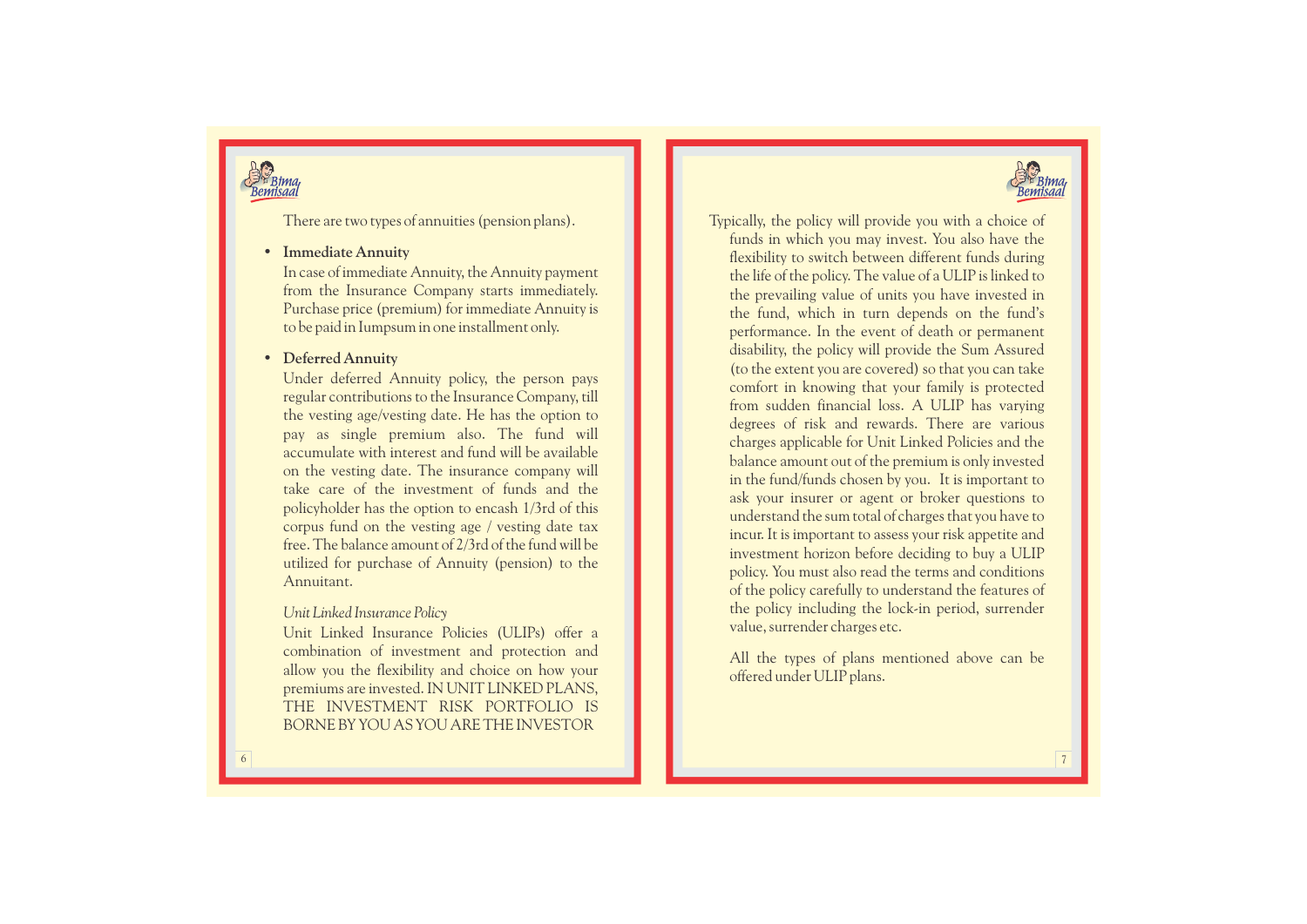There are two types of annuities (pension plans).

- **Immediate Annuity**

  In case of immediate Annuity, the Annuity payment from the Insurance Company starts immediately. Purchase price (premium) for immediate Annuity is to be paid in Iumpsum in one installment only.

- **Deferred Annuity**

  Under deferred Annuity policy, the person pays regular contributions to the Insurance Company, till the vesting age/vesting date. He has the option to pay as single premium also. The fund will accumulate with interest and fund will be available on the vesting date. The insurance company will take care of the investment of funds and the policyholder has the option to encash 1/3rd of this corpus fund on the vesting age / vesting date tax free. The balance amount of 2/3rd of the fund will be utilized for purchase of Annuity (pension) to the Annuitant.

*Unit Linked Insurance Policy*

Unit Linked Insurance Policies (ULIPs) offer a combination of investment and protection and allow you the flexibility and choice on how your premiums are invested. IN UNIT LINKED PLANS, THE INVESTMENT RISK PORTFOLIO IS BORNE BY YOU AS YOU ARE THE INVESTOR

Typically, the policy will provide you with a choice of funds in which you may invest. You also have the flexibility to switch between different funds during the life of the policy. The value of a ULIP is linked to the prevailing value of units you have invested in the fund, which in turn depends on the fund's performance. In the event of death or permanent disability, the policy will provide the Sum Assured (to the extent you are covered) so that you can take comfort in knowing that your family is protected from sudden financial loss. A ULIP has varying degrees of risk and rewards. There are various charges applicable for Unit Linked Policies and the balance amount out of the premium is only invested in the fund/funds chosen by you. It is important to ask your insurer or agent or broker questions to understand the sum total of charges that you have to incur. It is important to assess your risk appetite and investment horizon before deciding to buy a ULIP policy. You must also read the terms and conditions of the policy carefully to understand the features of the policy including the lock-in period, surrender value, surrender charges etc.

All the types of plans mentioned above can be offered under ULIP plans.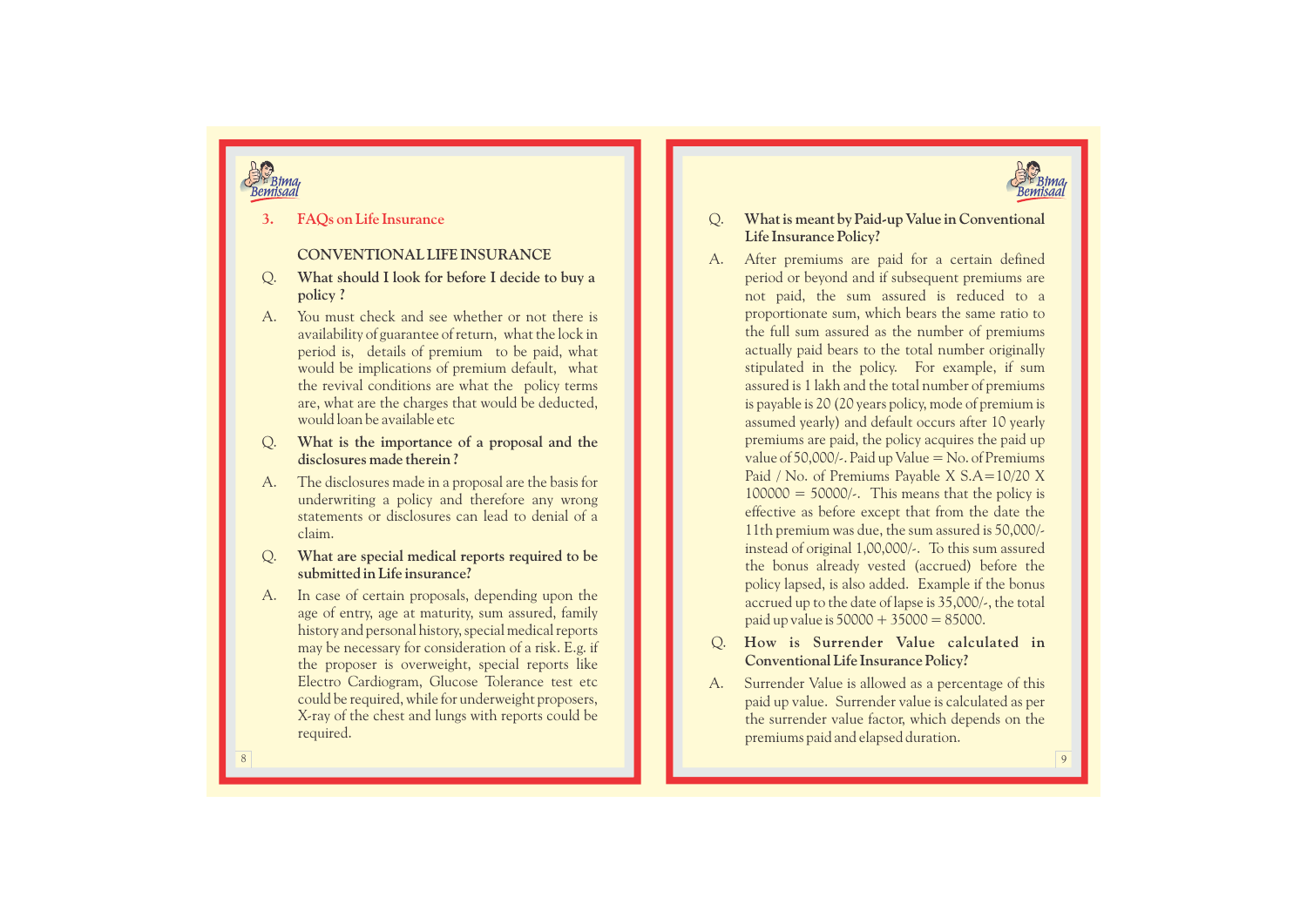## 3. FAQs on Life Insurance

### CONVENTIONAL LIFE INSURANCE

**Q. What should I look for before I decide to buy a policy ?**

A. You must check and see whether or not there is availability of guarantee of return, what the lock in period is, details of premium to be paid, what would be implications of premium default, what the revival conditions are what the policy terms are, what are the charges that would be deducted, would loan be available etc

**Q. What is the importance of a proposal and the disclosures made therein ?**

A. The disclosures made in a proposal are the basis for underwriting a policy and therefore any wrong statements or disclosures can lead to denial of a claim.

**Q. What are special medical reports required to be submitted in Life insurance?**

A. In case of certain proposals, depending upon the age of entry, age at maturity, sum assured, family history and personal history, special medical reports may be necessary for consideration of a risk. E.g. if the proposer is overweight, special reports like Electro Cardiogram, Glucose Tolerance test etc could be required, while for underweight proposers, X-ray of the chest and lungs with reports could be required.

**Q. What is meant by Paid-up Value in Conventional Life Insurance Policy?**

A. After premiums are paid for a certain defined period or beyond and if subsequent premiums are not paid, the sum assured is reduced to a proportionate sum, which bears the same ratio to the full sum assured as the number of premiums actually paid bears to the total number originally stipulated in the policy. For example, if sum assured is 1 lakh and the total number of premiums is payable is 20 (20 years policy, mode of premium is assumed yearly) and default occurs after 10 yearly premiums are paid, the policy acquires the paid up value of 50,000/-. Paid up Value = No. of Premiums Paid / No. of Premiums Payable X S.A=10/20 X 100000 = 50000/-. This means that the policy is effective as before except that from the date the 11th premium was due, the sum assured is 50,000/- instead of original 1,00,000/-. To this sum assured the bonus already vested (accrued) before the policy lapsed, is also added. Example if the bonus accrued up to the date of lapse is 35,000/-, the total paid up value is 50000 + 35000 = 85000.

**Q. How is Surrender Value calculated in Conventional Life Insurance Policy?**

A. Surrender Value is allowed as a percentage of this paid up value. Surrender value is calculated as per the surrender value factor, which depends on the premiums paid and elapsed duration.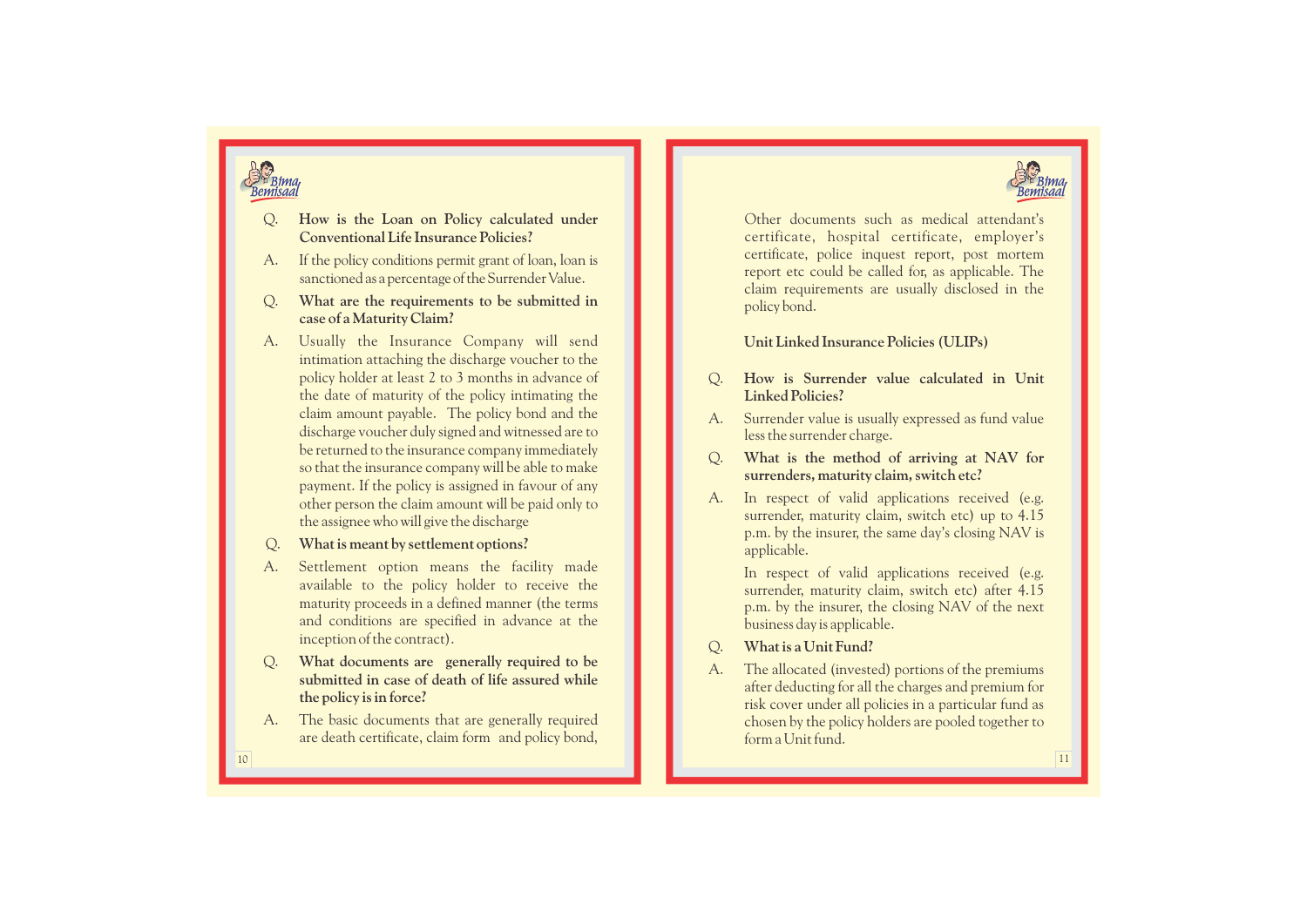**Q. How is the Loan on Policy calculated under Conventional Life Insurance Policies?**

A. If the policy conditions permit grant of loan, loan is sanctioned as a percentage of the Surrender Value.

**Q. What are the requirements to be submitted in case of a Maturity Claim?**

A. Usually the Insurance Company will send intimation attaching the discharge voucher to the policy holder at least 2 to 3 months in advance of the date of maturity of the policy intimating the claim amount payable. The policy bond and the discharge voucher duly signed and witnessed are to be returned to the insurance company immediately so that the insurance company will be able to make payment. If the policy is assigned in favour of any other person the claim amount will be paid only to the assignee who will give the discharge

**Q. What is meant by settlement options?**

A. Settlement option means the facility made available to the policy holder to receive the maturity proceeds in a defined manner (the terms and conditions are specified in advance at the inception of the contract).

**Q. What documents are generally required to be submitted in case of death of life assured while the policy is in force?**

A. The basic documents that are generally required are death certificate, claim form and policy bond, Other documents such as medical attendant's certificate, hospital certificate, employer's certificate, police inquest report, post mortem report etc could be called for, as applicable. The claim requirements are usually disclosed in the policy bond.

## Unit Linked Insurance Policies (ULIPs)

**Q. How is Surrender value calculated in Unit Linked Policies?**

A. Surrender value is usually expressed as fund value less the surrender charge.

**Q. What is the method of arriving at NAV for surrenders, maturity claim, switch etc?**

A. In respect of valid applications received (e.g. surrender, maturity claim, switch etc) up to 4.15 p.m. by the insurer, the same day's closing NAV is applicable.

In respect of valid applications received (e.g. surrender, maturity claim, switch etc) after 4.15 p.m. by the insurer, the closing NAV of the next business day is applicable.

**Q. What is a Unit Fund?**

A. The allocated (invested) portions of the premiums after deducting for all the charges and premium for risk cover under all policies in a particular fund as chosen by the policy holders are pooled together to form a Unit fund.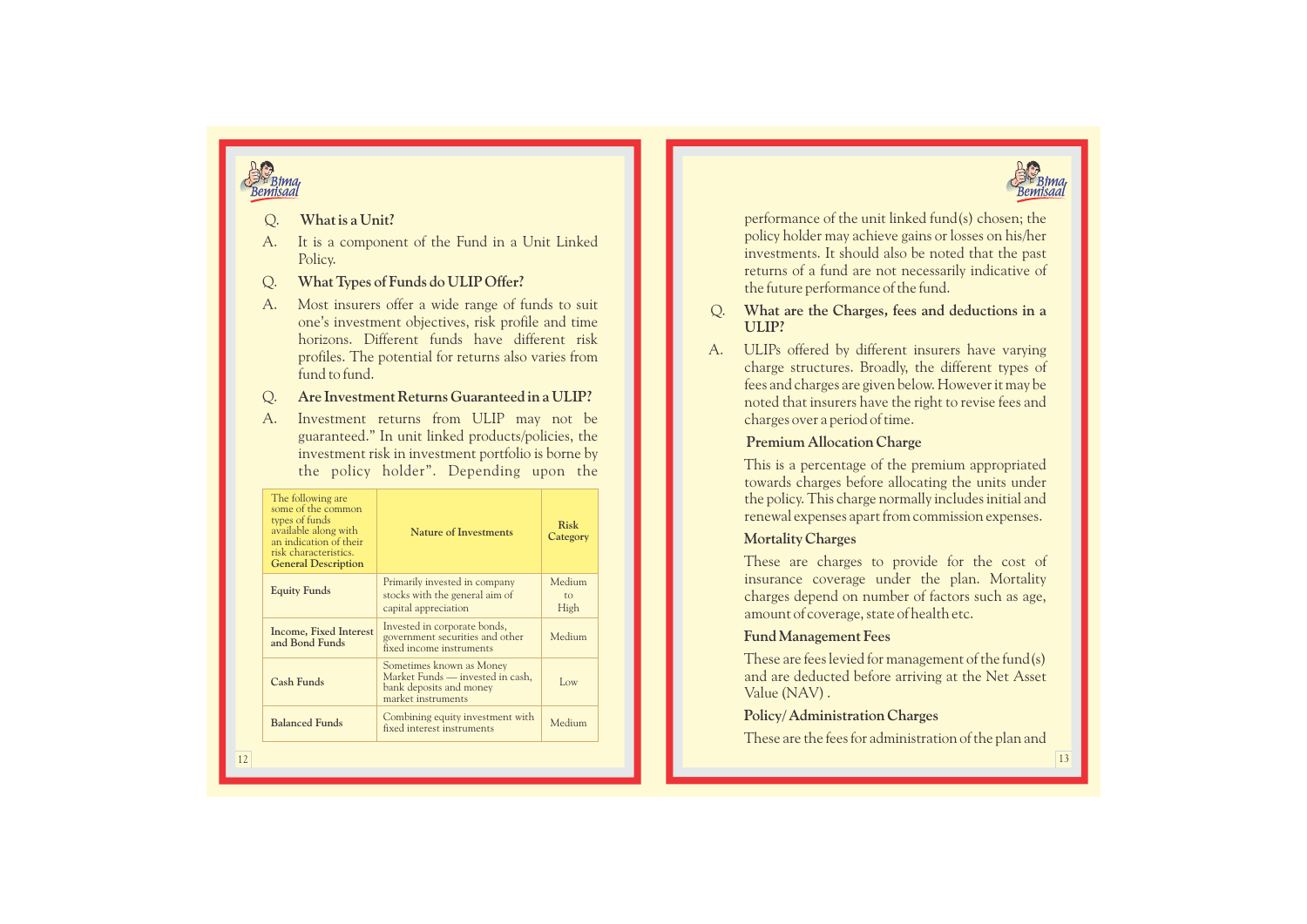Q. **What is a Unit?**

A. It is a component of the Fund in a Unit Linked Policy.

Q. **What Types of Funds do ULIP Offer?**

A. Most insurers offer a wide range of funds to suit one's investment objectives, risk profile and time horizons. Different funds have different risk profiles. The potential for returns also varies from fund to fund.

Q. **Are Investment Returns Guaranteed in a ULIP?**

A. Investment returns from ULIP may not be guaranteed." In unit linked products/policies, the investment risk in investment portfolio is borne by the policy holder". Depending upon the

| The following are some of the common types of funds available along with an indication of their risk characteristics. **General Description** | **Nature of Investments** | **Risk Category** |
|---|---|---|
| **Equity Funds** | Primarily invested in company stocks with the general aim of capital appreciation | Medium to High |
| **Income, Fixed Interest and Bond Funds** | Invested in corporate bonds, government securities and other fixed income instruments | Medium |
| **Cash Funds** | Sometimes known as Money Market Funds — invested in cash, bank deposits and money market instruments | Low |
| **Balanced Funds** | Combining equity investment with fixed interest instruments | Medium |

performance of the unit linked fund(s) chosen; the policy holder may achieve gains or losses on his/her investments. It should also be noted that the past returns of a fund are not necessarily indicative of the future performance of the fund.

Q. **What are the Charges, fees and deductions in a ULIP?**

A. ULIPs offered by different insurers have varying charge structures. Broadly, the different types of fees and charges are given below. However it may be noted that insurers have the right to revise fees and charges over a period of time.

**Premium Allocation Charge**

This is a percentage of the premium appropriated towards charges before allocating the units under the policy. This charge normally includes initial and renewal expenses apart from commission expenses.

**Mortality Charges**

These are charges to provide for the cost of insurance coverage under the plan. Mortality charges depend on number of factors such as age, amount of coverage, state of health etc.

**Fund Management Fees**

These are fees levied for management of the fund(s) and are deducted before arriving at the Net Asset Value (NAV) .

**Policy/ Administration Charges**

These are the fees for administration of the plan and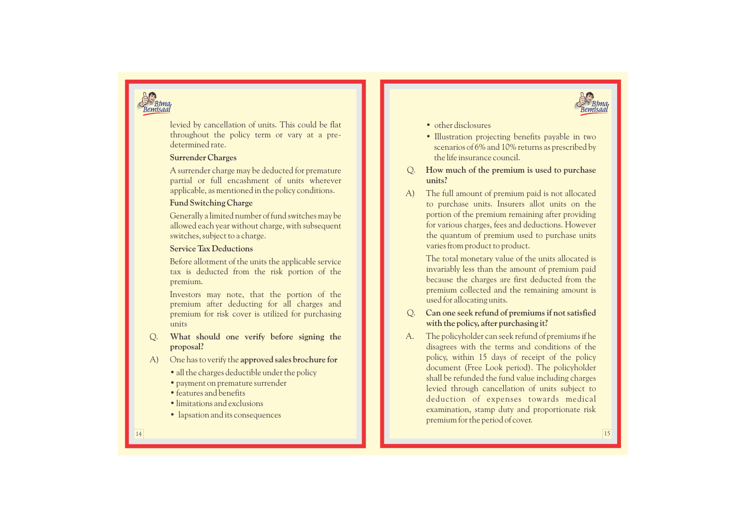levied by cancellation of units. This could be flat throughout the policy term or vary at a pre-determined rate.

**Surrender Charges**

A surrender charge may be deducted for premature partial or full encashment of units wherever applicable, as mentioned in the policy conditions.

**Fund Switching Charge**

Generally a limited number of fund switches may be allowed each year without charge, with subsequent switches, subject to a charge.

**Service Tax Deductions**

Before allotment of the units the applicable service tax is deducted from the risk portion of the premium.

Investors may note, that the portion of the premium after deducting for all charges and premium for risk cover is utilized for purchasing units

Q. **What should one verify before signing the proposal?**

A) One has to verify the **approved sales brochure for**

- all the charges deductible under the policy
- payment on premature surrender
- features and benefits
- limitations and exclusions
- lapsation and its consequences
- other disclosures
- Illustration projecting benefits payable in two scenarios of 6% and 10% returns as prescribed by the life insurance council.

Q. **How much of the premium is used to purchase units?**

A) The full amount of premium paid is not allocated to purchase units. Insurers allot units on the portion of the premium remaining after providing for various charges, fees and deductions. However the quantum of premium used to purchase units varies from product to product.

The total monetary value of the units allocated is invariably less than the amount of premium paid because the charges are first deducted from the premium collected and the remaining amount is used for allocating units.

Q. **Can one seek refund of premiums if not satisfied with the policy, after purchasing it?**

A. The policyholder can seek refund of premiums if he disagrees with the terms and conditions of the policy, within 15 days of receipt of the policy document (Free Look period). The policyholder shall be refunded the fund value including charges levied through cancellation of units subject to deduction of expenses towards medical examination, stamp duty and proportionate risk premium for the period of cover.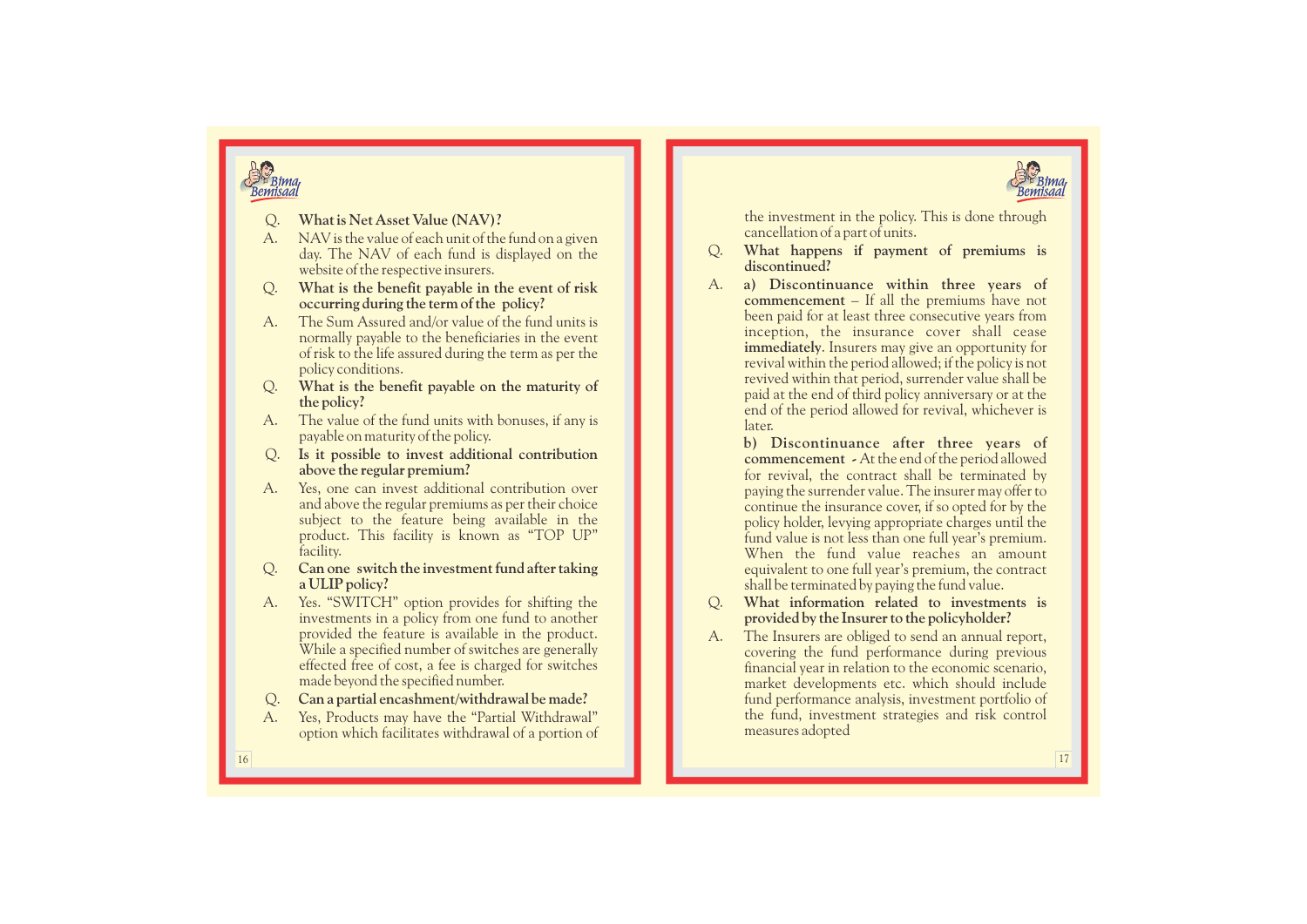**Q. What is Net Asset Value (NAV)?**

A. NAV is the value of each unit of the fund on a given day. The NAV of each fund is displayed on the website of the respective insurers.

**Q. What is the benefit payable in the event of risk occurring during the term of the policy?**

A. The Sum Assured and/or value of the fund units is normally payable to the beneficiaries in the event of risk to the life assured during the term as per the policy conditions.

**Q. What is the benefit payable on the maturity of the policy?**

A. The value of the fund units with bonuses, if any is payable on maturity of the policy.

**Q. Is it possible to invest additional contribution above the regular premium?**

A. Yes, one can invest additional contribution over and above the regular premiums as per their choice subject to the feature being available in the product. This facility is known as "TOP UP" facility.

**Q. Can one switch the investment fund after taking a ULIP policy?**

A. Yes. "SWITCH" option provides for shifting the investments in a policy from one fund to another provided the feature is available in the product. While a specified number of switches are generally effected free of cost, a fee is charged for switches made beyond the specified number.

**Q. Can a partial encashment/withdrawal be made?**

A. Yes, Products may have the "Partial Withdrawal" option which facilitates withdrawal of a portion of the investment in the policy. This is done through cancellation of a part of units.

**Q. What happens if payment of premiums is discontinued?**

A. **a) Discontinuance within three years of commencement** – If all the premiums have not been paid for at least three consecutive years from inception, the insurance cover shall cease **immediately**. Insurers may give an opportunity for revival within the period allowed; if the policy is not revived within that period, surrender value shall be paid at the end of third policy anniversary or at the end of the period allowed for revival, whichever is later.

**b) Discontinuance after three years of commencement** - At the end of the period allowed for revival, the contract shall be terminated by paying the surrender value. The insurer may offer to continue the insurance cover, if so opted for by the policy holder, levying appropriate charges until the fund value is not less than one full year's premium. When the fund value reaches an amount equivalent to one full year's premium, the contract shall be terminated by paying the fund value.

**Q. What information related to investments is provided by the Insurer to the policyholder?**

A. The Insurers are obliged to send an annual report, covering the fund performance during previous financial year in relation to the economic scenario, market developments etc. which should include fund performance analysis, investment portfolio of the fund, investment strategies and risk control measures adopted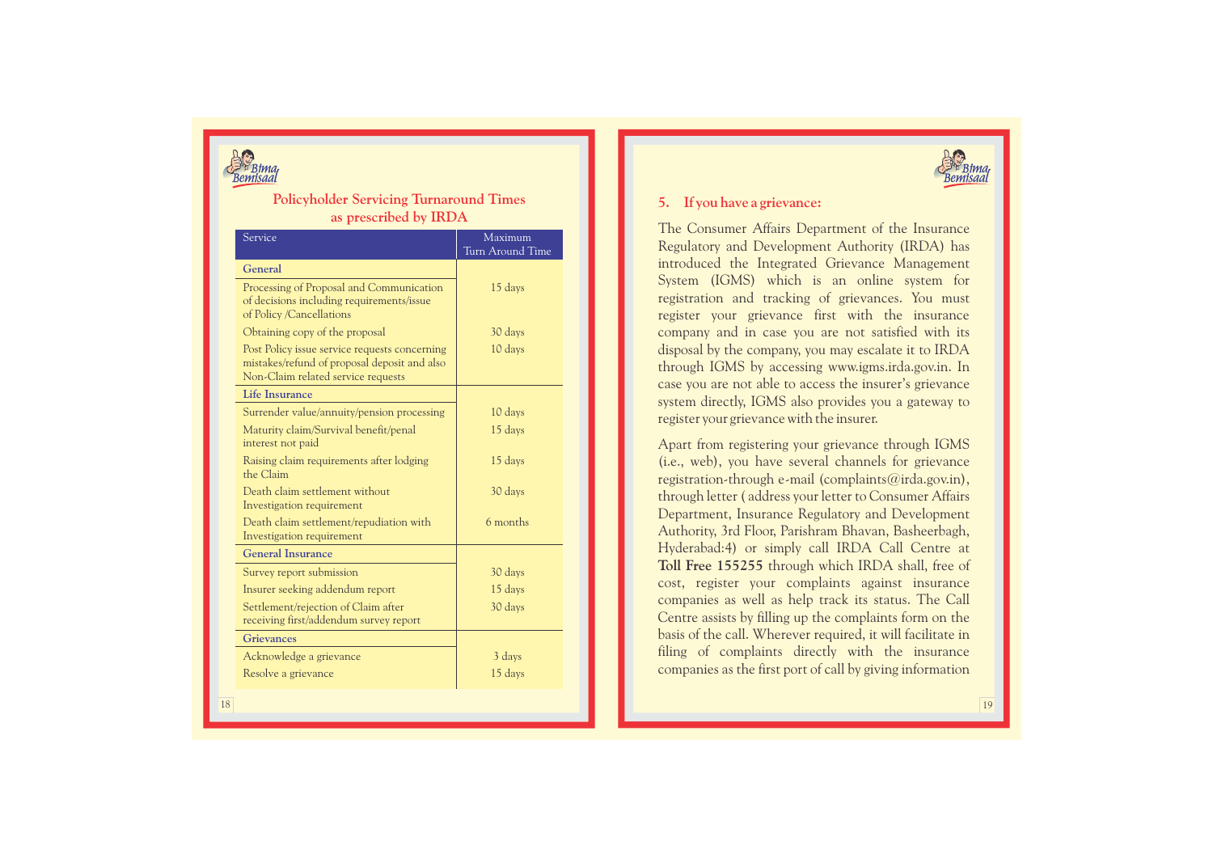## Policyholder Servicing Turnaround Times as prescribed by IRDA

| Service | Maximum Turn Around Time |
|---|---|
| **General** | |
| Processing of Proposal and Communication of decisions including requirements/issue of Policy /Cancellations | 15 days |
| Obtaining copy of the proposal | 30 days |
| Post Policy issue service requests concerning mistakes/refund of proposal deposit and also Non-Claim related service requests | 10 days |
| **Life Insurance** | |
| Surrender value/annuity/pension processing | 10 days |
| Maturity claim/Survival benefit/penal interest not paid | 15 days |
| Raising claim requirements after lodging the Claim | 15 days |
| Death claim settlement without Investigation requirement | 30 days |
| Death claim settlement/repudiation with Investigation requirement | 6 months |
| **General Insurance** | |
| Survey report submission | 30 days |
| Insurer seeking addendum report | 15 days |
| Settlement/rejection of Claim after receiving first/addendum survey report | 30 days |
| **Grievances** | |
| Acknowledge a grievance | 3 days |
| Resolve a grievance | 15 days |

## 5. If you have a grievance:

The Consumer Affairs Department of the Insurance Regulatory and Development Authority (IRDA) has introduced the Integrated Grievance Management System (IGMS) which is an online system for registration and tracking of grievances. You must register your grievance first with the insurance company and in case you are not satisfied with its disposal by the company, you may escalate it to IRDA through IGMS by accessing www.igms.irda.gov.in. In case you are not able to access the insurer's grievance system directly, IGMS also provides you a gateway to register your grievance with the insurer.

Apart from registering your grievance through IGMS (i.e., web), you have several channels for grievance registration-through e-mail (complaints@irda.gov.in), through letter ( address your letter to Consumer Affairs Department, Insurance Regulatory and Development Authority, 3rd Floor, Parishram Bhavan, Basheerbagh, Hyderabad:4) or simply call IRDA Call Centre at **Toll Free 155255** through which IRDA shall, free of cost, register your complaints against insurance companies as well as help track its status. The Call Centre assists by filling up the complaints form on the basis of the call. Wherever required, it will facilitate in filing of complaints directly with the insurance companies as the first port of call by giving information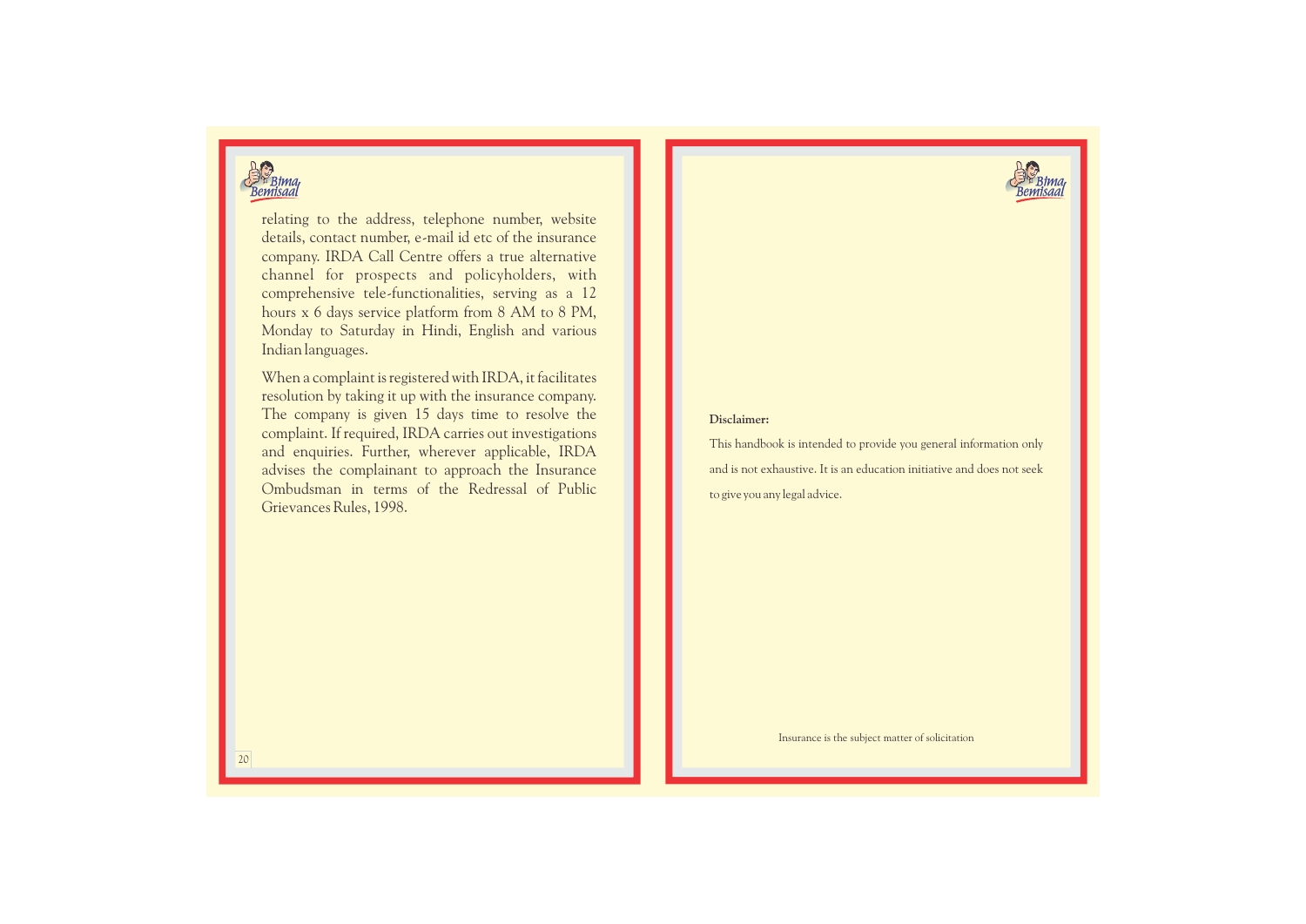relating to the address, telephone number, website details, contact number, e-mail id etc of the insurance company. IRDA Call Centre offers a true alternative channel for prospects and policyholders, with comprehensive tele-functionalities, serving as a 12 hours x 6 days service platform from 8 AM to 8 PM, Monday to Saturday in Hindi, English and various Indian languages.

When a complaint is registered with IRDA, it facilitates resolution by taking it up with the insurance company. The company is given 15 days time to resolve the complaint. If required, IRDA carries out investigations and enquiries. Further, wherever applicable, IRDA advises the complainant to approach the Insurance Ombudsman in terms of the Redressal of Public Grievances Rules, 1998.

**Disclaimer:**

This handbook is intended to provide you general information only and is not exhaustive. It is an education initiative and does not seek to give you any legal advice.

Insurance is the subject matter of solicitation